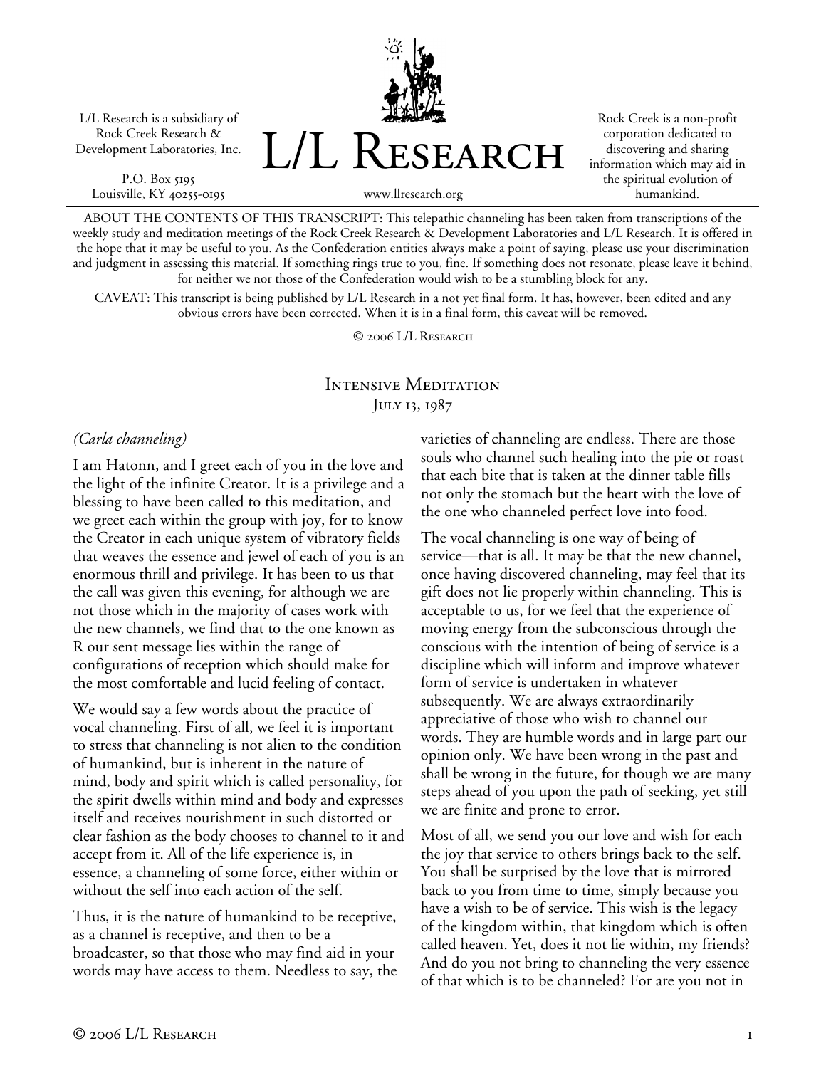L/L Research is a subsidiary of Rock Creek Research & Development Laboratories, Inc.

P.O. Box 5195
Louisville, KY 40255-0195

# L/L Research

www.llresearch.org

Rock Creek is a non-profit corporation dedicated to discovering and sharing information which may aid in the spiritual evolution of humankind.

ABOUT THE CONTENTS OF THIS TRANSCRIPT: This telepathic channeling has been taken from transcriptions of the weekly study and meditation meetings of the Rock Creek Research & Development Laboratories and L/L Research. It is offered in the hope that it may be useful to you. As the Confederation entities always make a point of saying, please use your discrimination and judgment in assessing this material. If something rings true to you, fine. If something does not resonate, please leave it behind, for neither we nor those of the Confederation would wish to be a stumbling block for any.

CAVEAT: This transcript is being published by L/L Research in a not yet final form. It has, however, been edited and any obvious errors have been corrected. When it is in a final form, this caveat will be removed.

© 2006 L/L Research

## Intensive Meditation
July 13, 1987

*(Carla channeling)*

I am Hatonn, and I greet each of you in the love and the light of the infinite Creator. It is a privilege and a blessing to have been called to this meditation, and we greet each within the group with joy, for to know the Creator in each unique system of vibratory fields that weaves the essence and jewel of each of you is an enormous thrill and privilege. It has been to us that the call was given this evening, for although we are not those which in the majority of cases work with the new channels, we find that to the one known as R our sent message lies within the range of configurations of reception which should make for the most comfortable and lucid feeling of contact.

We would say a few words about the practice of vocal channeling. First of all, we feel it is important to stress that channeling is not alien to the condition of humankind, but is inherent in the nature of mind, body and spirit which is called personality, for the spirit dwells within mind and body and expresses itself and receives nourishment in such distorted or clear fashion as the body chooses to channel to it and accept from it. All of the life experience is, in essence, a channeling of some force, either within or without the self into each action of the self.

Thus, it is the nature of humankind to be receptive, as a channel is receptive, and then to be a broadcaster, so that those who may find aid in your words may have access to them. Needless to say, the varieties of channeling are endless. There are those souls who channel such healing into the pie or roast that each bite that is taken at the dinner table fills not only the stomach but the heart with the love of the one who channeled perfect love into food.

The vocal channeling is one way of being of service—that is all. It may be that the new channel, once having discovered channeling, may feel that its gift does not lie properly within channeling. This is acceptable to us, for we feel that the experience of moving energy from the subconscious through the conscious with the intention of being of service is a discipline which will inform and improve whatever form of service is undertaken in whatever subsequently. We are always extraordinarily appreciative of those who wish to channel our words. They are humble words and in large part our opinion only. We have been wrong in the past and shall be wrong in the future, for though we are many steps ahead of you upon the path of seeking, yet still we are finite and prone to error.

Most of all, we send you our love and wish for each the joy that service to others brings back to the self. You shall be surprised by the love that is mirrored back to you from time to time, simply because you have a wish to be of service. This wish is the legacy of the kingdom within, that kingdom which is often called heaven. Yet, does it not lie within, my friends? And do you not bring to channeling the very essence of that which is to be channeled? For are you not in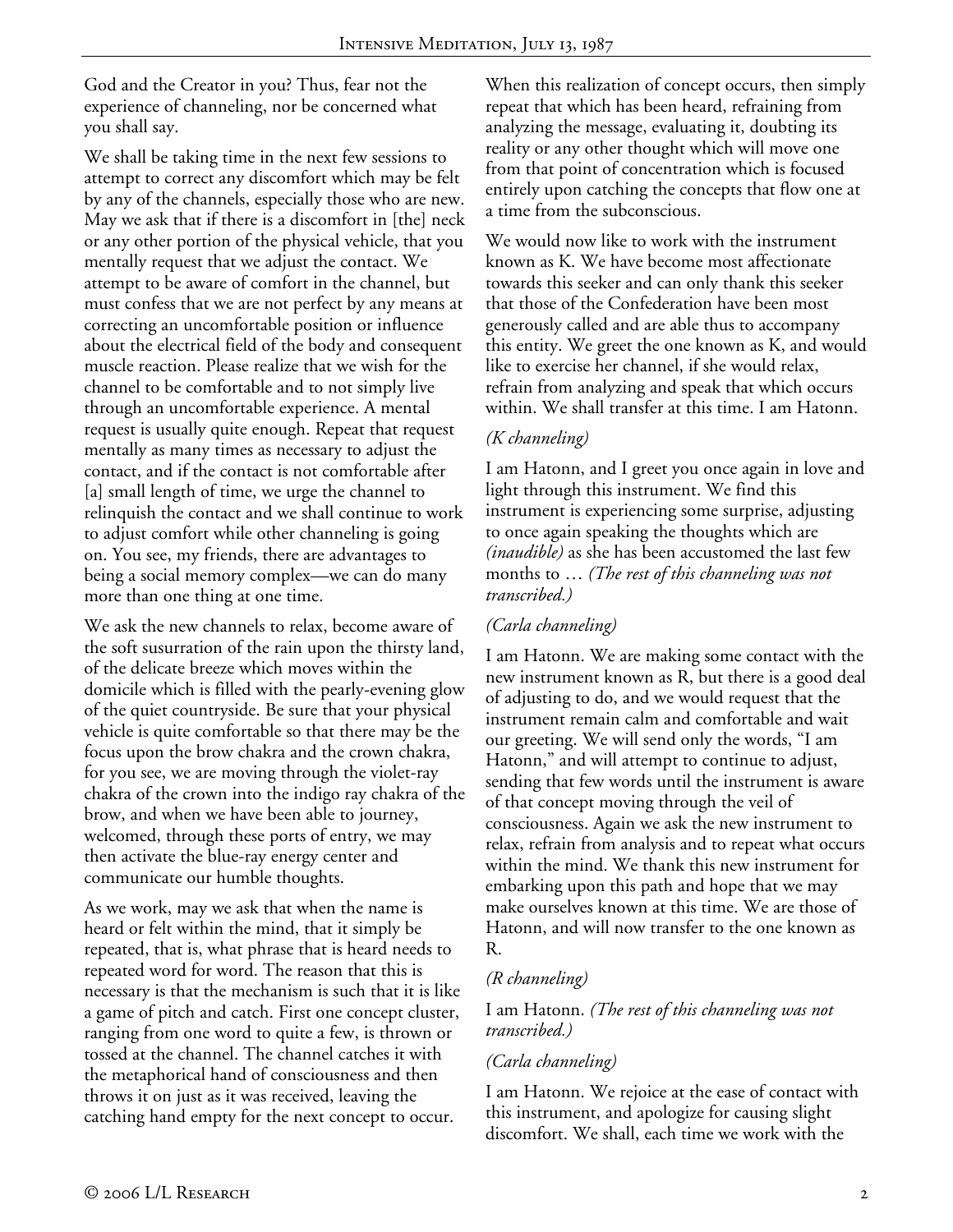God and the Creator in you? Thus, fear not the experience of channeling, nor be concerned what you shall say.

We shall be taking time in the next few sessions to attempt to correct any discomfort which may be felt by any of the channels, especially those who are new. May we ask that if there is a discomfort in [the] neck or any other portion of the physical vehicle, that you mentally request that we adjust the contact. We attempt to be aware of comfort in the channel, but must confess that we are not perfect by any means at correcting an uncomfortable position or influence about the electrical field of the body and consequent muscle reaction. Please realize that we wish for the channel to be comfortable and to not simply live through an uncomfortable experience. A mental request is usually quite enough. Repeat that request mentally as many times as necessary to adjust the contact, and if the contact is not comfortable after [a] small length of time, we urge the channel to relinquish the contact and we shall continue to work to adjust comfort while other channeling is going on. You see, my friends, there are advantages to being a social memory complex—we can do many more than one thing at one time.

We ask the new channels to relax, become aware of the soft susurration of the rain upon the thirsty land, of the delicate breeze which moves within the domicile which is filled with the pearly-evening glow of the quiet countryside. Be sure that your physical vehicle is quite comfortable so that there may be the focus upon the brow chakra and the crown chakra, for you see, we are moving through the violet-ray chakra of the crown into the indigo ray chakra of the brow, and when we have been able to journey, welcomed, through these ports of entry, we may then activate the blue-ray energy center and communicate our humble thoughts.

As we work, may we ask that when the name is heard or felt within the mind, that it simply be repeated, that is, what phrase that is heard needs to repeated word for word. The reason that this is necessary is that the mechanism is such that it is like a game of pitch and catch. First one concept cluster, ranging from one word to quite a few, is thrown or tossed at the channel. The channel catches it with the metaphorical hand of consciousness and then throws it on just as it was received, leaving the catching hand empty for the next concept to occur.

When this realization of concept occurs, then simply repeat that which has been heard, refraining from analyzing the message, evaluating it, doubting its reality or any other thought which will move one from that point of concentration which is focused entirely upon catching the concepts that flow one at a time from the subconscious.

We would now like to work with the instrument known as K. We have become most affectionate towards this seeker and can only thank this seeker that those of the Confederation have been most generously called and are able thus to accompany this entity. We greet the one known as K, and would like to exercise her channel, if she would relax, refrain from analyzing and speak that which occurs within. We shall transfer at this time. I am Hatonn.

*(K channeling)*

I am Hatonn, and I greet you once again in love and light through this instrument. We find this instrument is experiencing some surprise, adjusting to once again speaking the thoughts which are *(inaudible)* as she has been accustomed the last few months to … *(The rest of this channeling was not transcribed.)*

*(Carla channeling)*

I am Hatonn. We are making some contact with the new instrument known as R, but there is a good deal of adjusting to do, and we would request that the instrument remain calm and comfortable and wait our greeting. We will send only the words, "I am Hatonn," and will attempt to continue to adjust, sending that few words until the instrument is aware of that concept moving through the veil of consciousness. Again we ask the new instrument to relax, refrain from analysis and to repeat what occurs within the mind. We thank this new instrument for embarking upon this path and hope that we may make ourselves known at this time. We are those of Hatonn, and will now transfer to the one known as R.

*(R channeling)*

I am Hatonn. *(The rest of this channeling was not transcribed.)*

*(Carla channeling)*

I am Hatonn. We rejoice at the ease of contact with this instrument, and apologize for causing slight discomfort. We shall, each time we work with the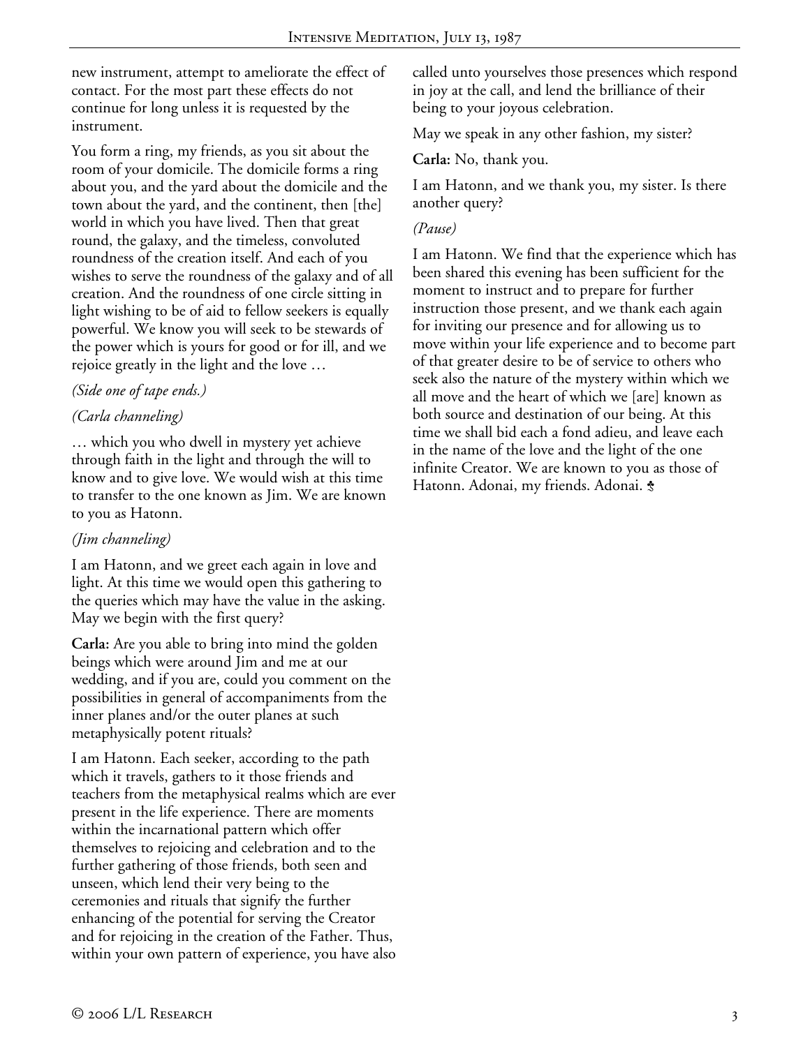new instrument, attempt to ameliorate the effect of contact. For the most part these effects do not continue for long unless it is requested by the instrument.

You form a ring, my friends, as you sit about the room of your domicile. The domicile forms a ring about you, and the yard about the domicile and the town about the yard, and the continent, then [the] world in which you have lived. Then that great round, the galaxy, and the timeless, convoluted roundness of the creation itself. And each of you wishes to serve the roundness of the galaxy and of all creation. And the roundness of one circle sitting in light wishing to be of aid to fellow seekers is equally powerful. We know you will seek to be stewards of the power which is yours for good or for ill, and we rejoice greatly in the light and the love …

*(Side one of tape ends.)*

*(Carla channeling)*

… which you who dwell in mystery yet achieve through faith in the light and through the will to know and to give love. We would wish at this time to transfer to the one known as Jim. We are known to you as Hatonn.

*(Jim channeling)*

I am Hatonn, and we greet each again in love and light. At this time we would open this gathering to the queries which may have the value in the asking. May we begin with the first query?

**Carla:** Are you able to bring into mind the golden beings which were around Jim and me at our wedding, and if you are, could you comment on the possibilities in general of accompaniments from the inner planes and/or the outer planes at such metaphysically potent rituals?

I am Hatonn. Each seeker, according to the path which it travels, gathers to it those friends and teachers from the metaphysical realms which are ever present in the life experience. There are moments within the incarnational pattern which offer themselves to rejoicing and celebration and to the further gathering of those friends, both seen and unseen, which lend their very being to the ceremonies and rituals that signify the further enhancing of the potential for serving the Creator and for rejoicing in the creation of the Father. Thus, within your own pattern of experience, you have also called unto yourselves those presences which respond in joy at the call, and lend the brilliance of their being to your joyous celebration.

May we speak in any other fashion, my sister?

**Carla:** No, thank you.

I am Hatonn, and we thank you, my sister. Is there another query?

*(Pause)*

I am Hatonn. We find that the experience which has been shared this evening has been sufficient for the moment to instruct and to prepare for further instruction those present, and we thank each again for inviting our presence and for allowing us to move within your life experience and to become part of that greater desire to be of service to others who seek also the nature of the mystery within which we all move and the heart of which we [are] known as both source and destination of our being. At this time we shall bid each a fond adieu, and leave each in the name of the love and the light of the one infinite Creator. We are known to you as those of Hatonn. Adonai, my friends. Adonai.